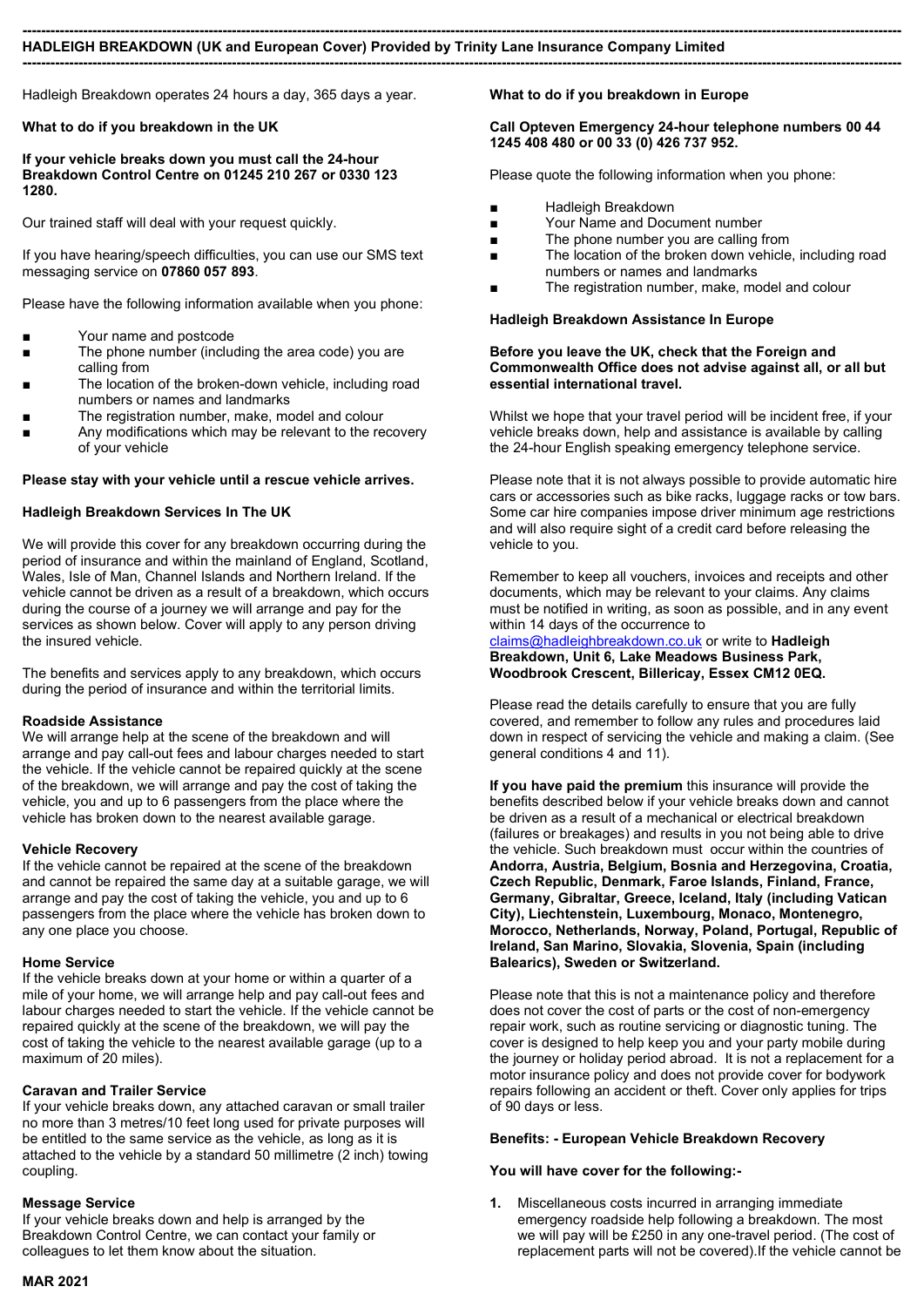## HADLEIGH BREAKDOWN (UK and European Cover) Provided by Trinity Lane Insurance Company Limited

Hadleigh Breakdown operates 24 hours a day, 365 days a year.

**What to do if you breakdown in the UK**

**If your vehicle breaks down you must call the 24-hour Breakdown Control Centre on 01245 210 267 or 0330 123 1280.**

Our trained staff will deal with your request quickly.

If you have hearing/speech difficulties, you can use our SMS text messaging service on **07860 057 893**.

Please have the following information available when you phone:

- Your name and postcode
- The phone number (including the area code) you are calling from
- The location of the broken-down vehicle, including road numbers or names and landmarks
- The registration number, make, model and colour
- Any modifications which may be relevant to the recovery of your vehicle

**Please stay with your vehicle until a rescue vehicle arrives.**

**Hadleigh Breakdown Services In The UK**

We will provide this cover for any breakdown occurring during the period of insurance and within the mainland of England, Scotland, Wales, Isle of Man, Channel Islands and Northern Ireland. If the vehicle cannot be driven as a result of a breakdown, which occurs during the course of a journey we will arrange and pay for the services as shown below. Cover will apply to any person driving the insured vehicle.

The benefits and services apply to any breakdown, which occurs during the period of insurance and within the territorial limits.

**Roadside Assistance**
We will arrange help at the scene of the breakdown and will arrange and pay call-out fees and labour charges needed to start the vehicle. If the vehicle cannot be repaired quickly at the scene of the breakdown, we will arrange and pay the cost of taking the vehicle, you and up to 6 passengers from the place where the vehicle has broken down to the nearest available garage.

**Vehicle Recovery**
If the vehicle cannot be repaired at the scene of the breakdown and cannot be repaired the same day at a suitable garage, we will arrange and pay the cost of taking the vehicle, you and up to 6 passengers from the place where the vehicle has broken down to any one place you choose.

**Home Service**
If the vehicle breaks down at your home or within a quarter of a mile of your home, we will arrange help and pay call-out fees and labour charges needed to start the vehicle. If the vehicle cannot be repaired quickly at the scene of the breakdown, we will pay the cost of taking the vehicle to the nearest available garage (up to a maximum of 20 miles).

**Caravan and Trailer Service**
If your vehicle breaks down, any attached caravan or small trailer no more than 3 metres/10 feet long used for private purposes will be entitled to the same service as the vehicle, as long as it is attached to the vehicle by a standard 50 millimetre (2 inch) towing coupling.

**Message Service**
If your vehicle breaks down and help is arranged by the Breakdown Control Centre, we can contact your family or colleagues to let them know about the situation.

**What to do if you breakdown in Europe**

**Call Opteven Emergency 24-hour telephone numbers 00 44 1245 408 480 or 00 33 (0) 426 737 952.**

Please quote the following information when you phone:

- Hadleigh Breakdown
- Your Name and Document number
- The phone number you are calling from
- The location of the broken down vehicle, including road numbers or names and landmarks
- The registration number, make, model and colour

**Hadleigh Breakdown Assistance In Europe**

**Before you leave the UK, check that the Foreign and Commonwealth Office does not advise against all, or all but essential international travel.**

Whilst we hope that your travel period will be incident free, if your vehicle breaks down, help and assistance is available by calling the 24-hour English speaking emergency telephone service.

Please note that it is not always possible to provide automatic hire cars or accessories such as bike racks, luggage racks or tow bars. Some car hire companies impose driver minimum age restrictions and will also require sight of a credit card before releasing the vehicle to you.

Remember to keep all vouchers, invoices and receipts and other documents, which may be relevant to your claims. Any claims must be notified in writing, as soon as possible, and in any event within 14 days of the occurrence to claims@hadleighbreakdown.co.uk or write to **Hadleigh Breakdown, Unit 6, Lake Meadows Business Park, Woodbrook Crescent, Billericay, Essex CM12 0EQ.**

Please read the details carefully to ensure that you are fully covered, and remember to follow any rules and procedures laid down in respect of servicing the vehicle and making a claim. (See general conditions 4 and 11).

**If you have paid the premium** this insurance will provide the benefits described below if your vehicle breaks down and cannot be driven as a result of a mechanical or electrical breakdown (failures or breakages) and results in you not being able to drive the vehicle. Such breakdown must occur within the countries of **Andorra, Austria, Belgium, Bosnia and Herzegovina, Croatia, Czech Republic, Denmark, Faroe Islands, Finland, France, Germany, Gibraltar, Greece, Iceland, Italy (including Vatican City), Liechtenstein, Luxembourg, Monaco, Montenegro, Morocco, Netherlands, Norway, Poland, Portugal, Republic of Ireland, San Marino, Slovakia, Slovenia, Spain (including Balearics), Sweden or Switzerland.**

Please note that this is not a maintenance policy and therefore does not cover the cost of parts or the cost of non-emergency repair work, such as routine servicing or diagnostic tuning. The cover is designed to help keep you and your party mobile during the journey or holiday period abroad. It is not a replacement for a motor insurance policy and does not provide cover for bodywork repairs following an accident or theft. Cover only applies for trips of 90 days or less.

**Benefits: - European Vehicle Breakdown Recovery**

**You will have cover for the following:-**

1. Miscellaneous costs incurred in arranging immediate emergency roadside help following a breakdown. The most we will pay will be £250 in any one-travel period. (The cost of replacement parts will not be covered).If the vehicle cannot be

MAR 2021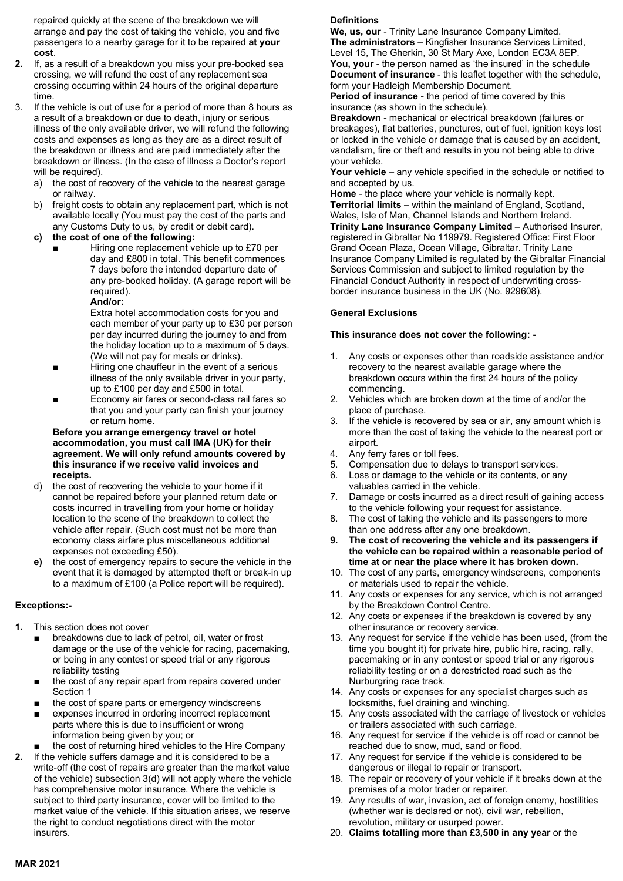repaired quickly at the scene of the breakdown we will arrange and pay the cost of taking the vehicle, you and five passengers to a nearby garage for it to be repaired **at your cost**.

2. If, as a result of a breakdown you miss your pre-booked sea crossing, we will refund the cost of any replacement sea crossing occurring within 24 hours of the original departure time.
3. If the vehicle is out of use for a period of more than 8 hours as a result of a breakdown or due to death, injury or serious illness of the only available driver, we will refund the following costs and expenses as long as they are as a direct result of the breakdown or illness and are paid immediately after the breakdown or illness. (In the case of illness a Doctor's report will be required).
   a) the cost of recovery of the vehicle to the nearest garage or railway.
   b) freight costs to obtain any replacement part, which is not available locally (You must pay the cost of the parts and any Customs Duty to us, by credit or debit card).
   **c) the cost of one of the following:**
      - Hiring one replacement vehicle up to £70 per day and £800 in total. This benefit commences 7 days before the intended departure date of any pre-booked holiday. (A garage report will be required).
        **And/or:**
        Extra hotel accommodation costs for you and each member of your party up to £30 per person per day incurred during the journey to and from the holiday location up to a maximum of 5 days. (We will not pay for meals or drinks).
      - Hiring one chauffeur in the event of a serious illness of the only available driver in your party, up to £100 per day and £500 in total.
      - Economy air fares or second-class rail fares so that you and your party can finish your journey or return home.

      **Before you arrange emergency travel or hotel accommodation, you must call IMA (UK) for their agreement. We will only refund amounts covered by this insurance if we receive valid invoices and receipts.**
   d) the cost of recovering the vehicle to your home if it cannot be repaired before your planned return date or costs incurred in travelling from your home or holiday location to the scene of the breakdown to collect the vehicle after repair. (Such cost must not be more than economy class airfare plus miscellaneous additional expenses not exceeding £50).
   **e)** the cost of emergency repairs to secure the vehicle in the event that it is damaged by attempted theft or break-in up to a maximum of £100 (a Police report will be required).

### Exceptions:-

**1.** This section does not cover
   - breakdowns due to lack of petrol, oil, water or frost damage or the use of the vehicle for racing, pacemaking, or being in any contest or speed trial or any rigorous reliability testing
   - the cost of any repair apart from repairs covered under Section 1
   - the cost of spare parts or emergency windscreens
   - expenses incurred in ordering incorrect replacement parts where this is due to insufficient or wrong information being given by you; or
   - the cost of returning hired vehicles to the Hire Company

**2.** If the vehicle suffers damage and it is considered to be a write-off (the cost of repairs are greater than the market value of the vehicle) subsection 3(d) will not apply where the vehicle has comprehensive motor insurance. Where the vehicle is subject to third party insurance, cover will be limited to the market value of the vehicle. If this situation arises, we reserve the right to conduct negotiations direct with the motor insurers.

### Definitions

**We, us, our** - Trinity Lane Insurance Company Limited.
**The administrators** – Kingfisher Insurance Services Limited, Level 15, The Gherkin, 30 St Mary Axe, London EC3A 8EP.
**You, your** - the person named as 'the insured' in the schedule
**Document of insurance** - this leaflet together with the schedule, form your Hadleigh Membership Document.
**Period of insurance** - the period of time covered by this insurance (as shown in the schedule).
**Breakdown** - mechanical or electrical breakdown (failures or breakages), flat batteries, punctures, out of fuel, ignition keys lost or locked in the vehicle or damage that is caused by an accident, vandalism, fire or theft and results in you not being able to drive your vehicle.
**Your vehicle** – any vehicle specified in the schedule or notified to and accepted by us.
**Home** - the place where your vehicle is normally kept.
**Territorial limits** – within the mainland of England, Scotland, Wales, Isle of Man, Channel Islands and Northern Ireland.
**Trinity Lane Insurance Company Limited –** Authorised Insurer, registered in Gibraltar No 119979. Registered Office: First Floor Grand Ocean Plaza, Ocean Village, Gibraltar. Trinity Lane Insurance Company Limited is regulated by the Gibraltar Financial Services Commission and subject to limited regulation by the Financial Conduct Authority in respect of underwriting cross-border insurance business in the UK (No. 929608).

### General Exclusions

**This insurance does not cover the following: -**

1. Any costs or expenses other than roadside assistance and/or recovery to the nearest available garage where the breakdown occurs within the first 24 hours of the policy commencing.
2. Vehicles which are broken down at the time of and/or the place of purchase.
3. If the vehicle is recovered by sea or air, any amount which is more than the cost of taking the vehicle to the nearest port or airport.
4. Any ferry fares or toll fees.
5. Compensation due to delays to transport services.
6. Loss or damage to the vehicle or its contents, or any valuables carried in the vehicle.
7. Damage or costs incurred as a direct result of gaining access to the vehicle following your request for assistance.
8. The cost of taking the vehicle and its passengers to more than one address after any one breakdown.
9. **The cost of recovering the vehicle and its passengers if the vehicle can be repaired within a reasonable period of time at or near the place where it has broken down.**
10. The cost of any parts, emergency windscreens, components or materials used to repair the vehicle.
11. Any costs or expenses for any service, which is not arranged by the Breakdown Control Centre.
12. Any costs or expenses if the breakdown is covered by any other insurance or recovery service.
13. Any request for service if the vehicle has been used, (from the time you bought it) for private hire, public hire, racing, rally, pacemaking or in any contest or speed trial or any rigorous reliability testing or on a derestricted road such as the Nurburgring race track.
14. Any costs or expenses for any specialist charges such as locksmiths, fuel draining and winching.
15. Any costs associated with the carriage of livestock or vehicles or trailers associated with such carriage.
16. Any request for service if the vehicle is off road or cannot be reached due to snow, mud, sand or flood.
17. Any request for service if the vehicle is considered to be dangerous or illegal to repair or transport.
18. The repair or recovery of your vehicle if it breaks down at the premises of a motor trader or repairer.
19. Any results of war, invasion, act of foreign enemy, hostilities (whether war is declared or not), civil war, rebellion, revolution, military or usurped power.
20. **Claims totalling more than £3,500 in any year** or the

MAR 2021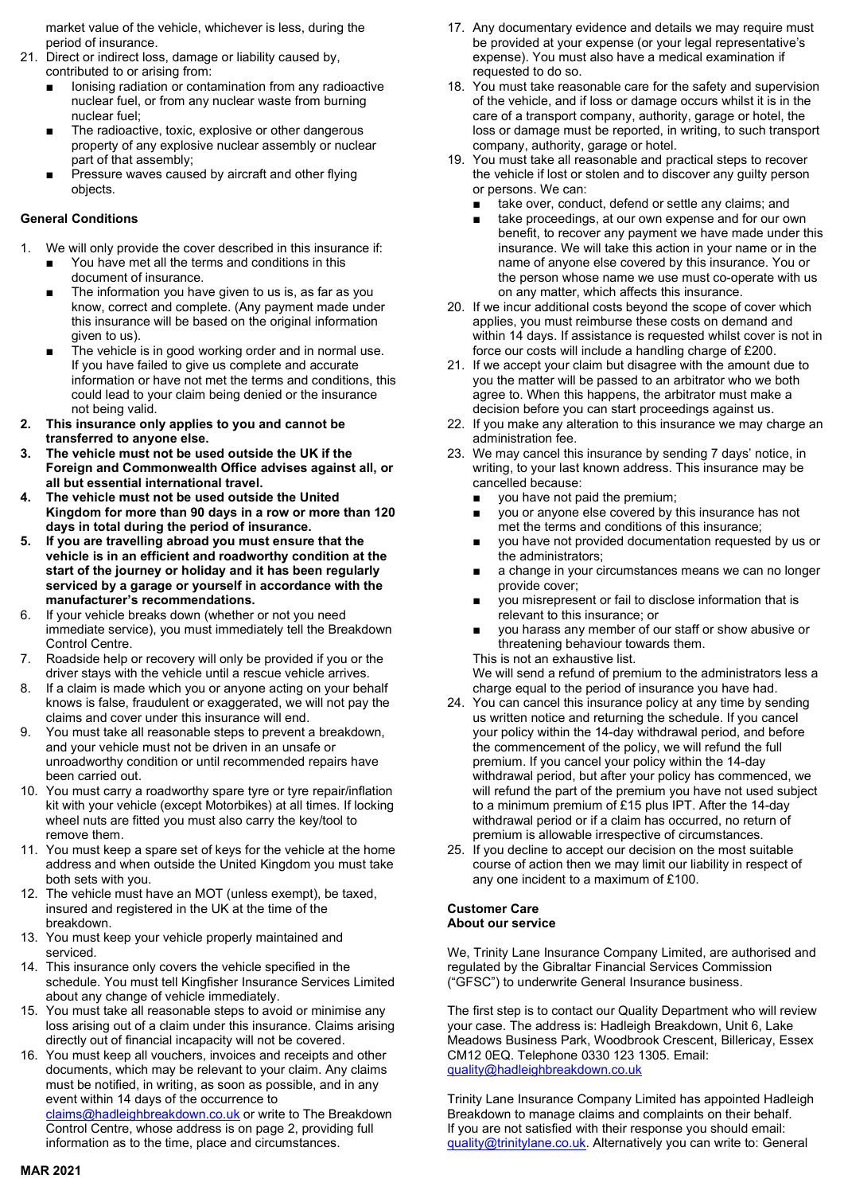market value of the vehicle, whichever is less, during the period of insurance.

21. Direct or indirect loss, damage or liability caused by, contributed to or arising from:
    - Ionising radiation or contamination from any radioactive nuclear fuel, or from any nuclear waste from burning nuclear fuel;
    - The radioactive, toxic, explosive or other dangerous property of any explosive nuclear assembly or nuclear part of that assembly;
    - Pressure waves caused by aircraft and other flying objects.

### General Conditions

1. We will only provide the cover described in this insurance if:
    - You have met all the terms and conditions in this document of insurance.
    - The information you have given to us is, as far as you know, correct and complete. (Any payment made under this insurance will be based on the original information given to us).
    - The vehicle is in good working order and in normal use. If you have failed to give us complete and accurate information or have not met the terms and conditions, this could lead to your claim being denied or the insurance not being valid.
2. **This insurance only applies to you and cannot be transferred to anyone else.**
3. **The vehicle must not be used outside the UK if the Foreign and Commonwealth Office advises against all, or all but essential international travel.**
4. **The vehicle must not be used outside the United Kingdom for more than 90 days in a row or more than 120 days in total during the period of insurance.**
5. **If you are travelling abroad you must ensure that the vehicle is in an efficient and roadworthy condition at the start of the journey or holiday and it has been regularly serviced by a garage or yourself in accordance with the manufacturer's recommendations.**
6. If your vehicle breaks down (whether or not you need immediate service), you must immediately tell the Breakdown Control Centre.
7. Roadside help or recovery will only be provided if you or the driver stays with the vehicle until a rescue vehicle arrives.
8. If a claim is made which you or anyone acting on your behalf knows is false, fraudulent or exaggerated, we will not pay the claims and cover under this insurance will end.
9. You must take all reasonable steps to prevent a breakdown, and your vehicle must not be driven in an unsafe or unroadworthy condition or until recommended repairs have been carried out.
10. You must carry a roadworthy spare tyre or tyre repair/inflation kit with your vehicle (except Motorbikes) at all times. If locking wheel nuts are fitted you must also carry the key/tool to remove them.
11. You must keep a spare set of keys for the vehicle at the home address and when outside the United Kingdom you must take both sets with you.
12. The vehicle must have an MOT (unless exempt), be taxed, insured and registered in the UK at the time of the breakdown.
13. You must keep your vehicle properly maintained and serviced.
14. This insurance only covers the vehicle specified in the schedule. You must tell Kingfisher Insurance Services Limited about any change of vehicle immediately.
15. You must take all reasonable steps to avoid or minimise any loss arising out of a claim under this insurance. Claims arising directly out of financial incapacity will not be covered.
16. You must keep all vouchers, invoices and receipts and other documents, which may be relevant to your claim. Any claims must be notified, in writing, as soon as possible, and in any event within 14 days of the occurrence to claims@hadleighbreakdown.co.uk or write to The Breakdown Control Centre, whose address is on page 2, providing full information as to the time, place and circumstances.
17. Any documentary evidence and details we may require must be provided at your expense (or your legal representative's expense). You must also have a medical examination if requested to do so.
18. You must take reasonable care for the safety and supervision of the vehicle, and if loss or damage occurs whilst it is in the care of a transport company, authority, garage or hotel, the loss or damage must be reported, in writing, to such transport company, authority, garage or hotel.
19. You must take all reasonable and practical steps to recover the vehicle if lost or stolen and to discover any guilty person or persons. We can:
    - take over, conduct, defend or settle any claims; and
    - take proceedings, at our own expense and for our own benefit, to recover any payment we have made under this insurance. We will take this action in your name or in the name of anyone else covered by this insurance. You or the person whose name we use must co-operate with us on any matter, which affects this insurance.
20. If we incur additional costs beyond the scope of cover which applies, you must reimburse these costs on demand and within 14 days. If assistance is requested whilst cover is not in force our costs will include a handling charge of £200.
21. If we accept your claim but disagree with the amount due to you the matter will be passed to an arbitrator who we both agree to. When this happens, the arbitrator must make a decision before you can start proceedings against us.
22. If you make any alteration to this insurance we may charge an administration fee.
23. We may cancel this insurance by sending 7 days' notice, in writing, to your last known address. This insurance may be cancelled because:
    - you have not paid the premium;
    - you or anyone else covered by this insurance has not met the terms and conditions of this insurance;
    - you have not provided documentation requested by us or the administrators;
    - a change in your circumstances means we can no longer provide cover;
    - you misrepresent or fail to disclose information that is relevant to this insurance; or
    - you harass any member of our staff or show abusive or threatening behaviour towards them.

    This is not an exhaustive list.
    We will send a refund of premium to the administrators less a charge equal to the period of insurance you have had.
24. You can cancel this insurance policy at any time by sending us written notice and returning the schedule. If you cancel your policy within the 14-day withdrawal period, and before the commencement of the policy, we will refund the full premium. If you cancel your policy within the 14-day withdrawal period, but after your policy has commenced, we will refund the part of the premium you have not used subject to a minimum premium of £15 plus IPT. After the 14-day withdrawal period or if a claim has occurred, no return of premium is allowable irrespective of circumstances.
25. If you decline to accept our decision on the most suitable course of action then we may limit our liability in respect of any one incident to a maximum of £100.

### Customer Care
### About our service

We, Trinity Lane Insurance Company Limited, are authorised and regulated by the Gibraltar Financial Services Commission ("GFSC") to underwrite General Insurance business.

The first step is to contact our Quality Department who will review your case. The address is: Hadleigh Breakdown, Unit 6, Lake Meadows Business Park, Woodbrook Crescent, Billericay, Essex CM12 0EQ. Telephone 0330 123 1305. Email: quality@hadleighbreakdown.co.uk

Trinity Lane Insurance Company Limited has appointed Hadleigh Breakdown to manage claims and complaints on their behalf. If you are not satisfied with their response you should email: quality@trinitylane.co.uk. Alternatively you can write to: General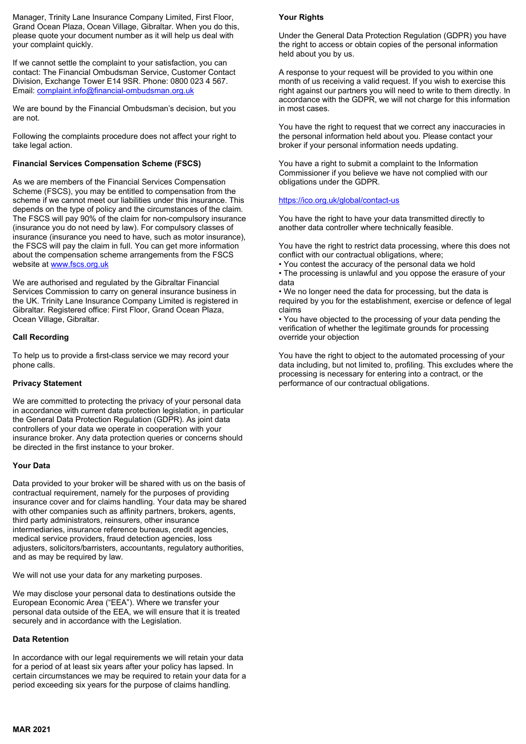Manager, Trinity Lane Insurance Company Limited, First Floor, Grand Ocean Plaza, Ocean Village, Gibraltar. When you do this, please quote your document number as it will help us deal with your complaint quickly.

If we cannot settle the complaint to your satisfaction, you can contact: The Financial Ombudsman Service, Customer Contact Division, Exchange Tower E14 9SR. Phone: 0800 023 4 567. Email: complaint.info@financial-ombudsman.org.uk

We are bound by the Financial Ombudsman's decision, but you are not.

Following the complaints procedure does not affect your right to take legal action.

**Financial Services Compensation Scheme (FSCS)**

As we are members of the Financial Services Compensation Scheme (FSCS), you may be entitled to compensation from the scheme if we cannot meet our liabilities under this insurance. This depends on the type of policy and the circumstances of the claim. The FSCS will pay 90% of the claim for non-compulsory insurance (insurance you do not need by law). For compulsory classes of insurance (insurance you need to have, such as motor insurance), the FSCS will pay the claim in full. You can get more information about the compensation scheme arrangements from the FSCS website at www.fscs.org.uk

We are authorised and regulated by the Gibraltar Financial Services Commission to carry on general insurance business in the UK. Trinity Lane Insurance Company Limited is registered in Gibraltar. Registered office: First Floor, Grand Ocean Plaza, Ocean Village, Gibraltar.

**Call Recording**

To help us to provide a first-class service we may record your phone calls.

**Privacy Statement**

We are committed to protecting the privacy of your personal data in accordance with current data protection legislation, in particular the General Data Protection Regulation (GDPR). As joint data controllers of your data we operate in cooperation with your insurance broker. Any data protection queries or concerns should be directed in the first instance to your broker.

**Your Data**

Data provided to your broker will be shared with us on the basis of contractual requirement, namely for the purposes of providing insurance cover and for claims handling. Your data may be shared with other companies such as affinity partners, brokers, agents, third party administrators, reinsurers, other insurance intermediaries, insurance reference bureaus, credit agencies, medical service providers, fraud detection agencies, loss adjusters, solicitors/barristers, accountants, regulatory authorities, and as may be required by law.

We will not use your data for any marketing purposes.

We may disclose your personal data to destinations outside the European Economic Area ("EEA"). Where we transfer your personal data outside of the EEA, we will ensure that it is treated securely and in accordance with the Legislation.

**Data Retention**

In accordance with our legal requirements we will retain your data for a period of at least six years after your policy has lapsed. In certain circumstances we may be required to retain your data for a period exceeding six years for the purpose of claims handling.

**Your Rights**

Under the General Data Protection Regulation (GDPR) you have the right to access or obtain copies of the personal information held about you by us.

A response to your request will be provided to you within one month of us receiving a valid request. If you wish to exercise this right against our partners you will need to write to them directly. In accordance with the GDPR, we will not charge for this information in most cases.

You have the right to request that we correct any inaccuracies in the personal information held about you. Please contact your broker if your personal information needs updating.

You have a right to submit a complaint to the Information Commissioner if you believe we have not complied with our obligations under the GDPR.

https://ico.org.uk/global/contact-us

You have the right to have your data transmitted directly to another data controller where technically feasible.

You have the right to restrict data processing, where this does not conflict with our contractual obligations, where;

- You contest the accuracy of the personal data we hold
- The processing is unlawful and you oppose the erasure of your data
- We no longer need the data for processing, but the data is required by you for the establishment, exercise or defence of legal claims
- You have objected to the processing of your data pending the verification of whether the legitimate grounds for processing override your objection

You have the right to object to the automated processing of your data including, but not limited to, profiling. This excludes where the processing is necessary for entering into a contract, or the performance of our contractual obligations.

**MAR 2021**